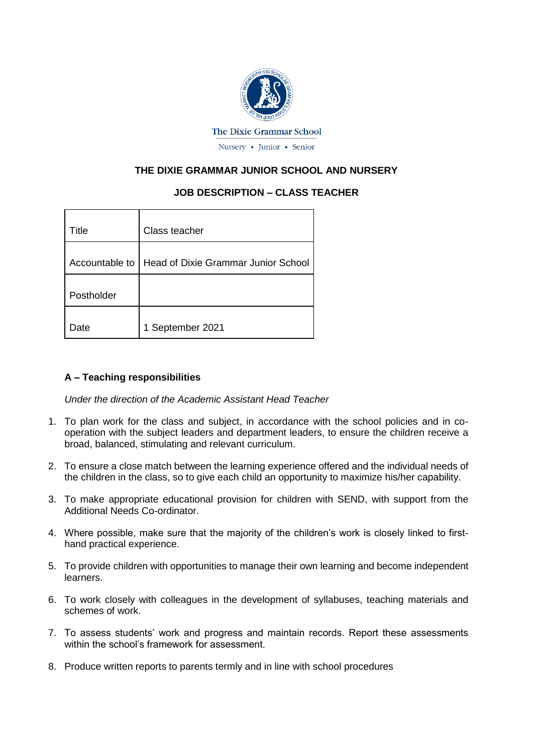The Dixie Grammar School

Nursery • Junior • Senior

# THE DIXIE GRAMMAR JUNIOR SCHOOL AND NURSERY

## JOB DESCRIPTION – CLASS TEACHER

| Title | Class teacher |
|---|---|
| Accountable to | Head of Dixie Grammar Junior School |
| Postholder | |
| Date | 1 September 2021 |

### A – Teaching responsibilities

*Under the direction of the Academic Assistant Head Teacher*

1. To plan work for the class and subject, in accordance with the school policies and in co-operation with the subject leaders and department leaders, to ensure the children receive a broad, balanced, stimulating and relevant curriculum.

2. To ensure a close match between the learning experience offered and the individual needs of the children in the class, so to give each child an opportunity to maximize his/her capability.

3. To make appropriate educational provision for children with SEND, with support from the Additional Needs Co-ordinator.

4. Where possible, make sure that the majority of the children's work is closely linked to first-hand practical experience.

5. To provide children with opportunities to manage their own learning and become independent learners.

6. To work closely with colleagues in the development of syllabuses, teaching materials and schemes of work.

7. To assess students' work and progress and maintain records. Report these assessments within the school's framework for assessment.

8. Produce written reports to parents termly and in line with school procedures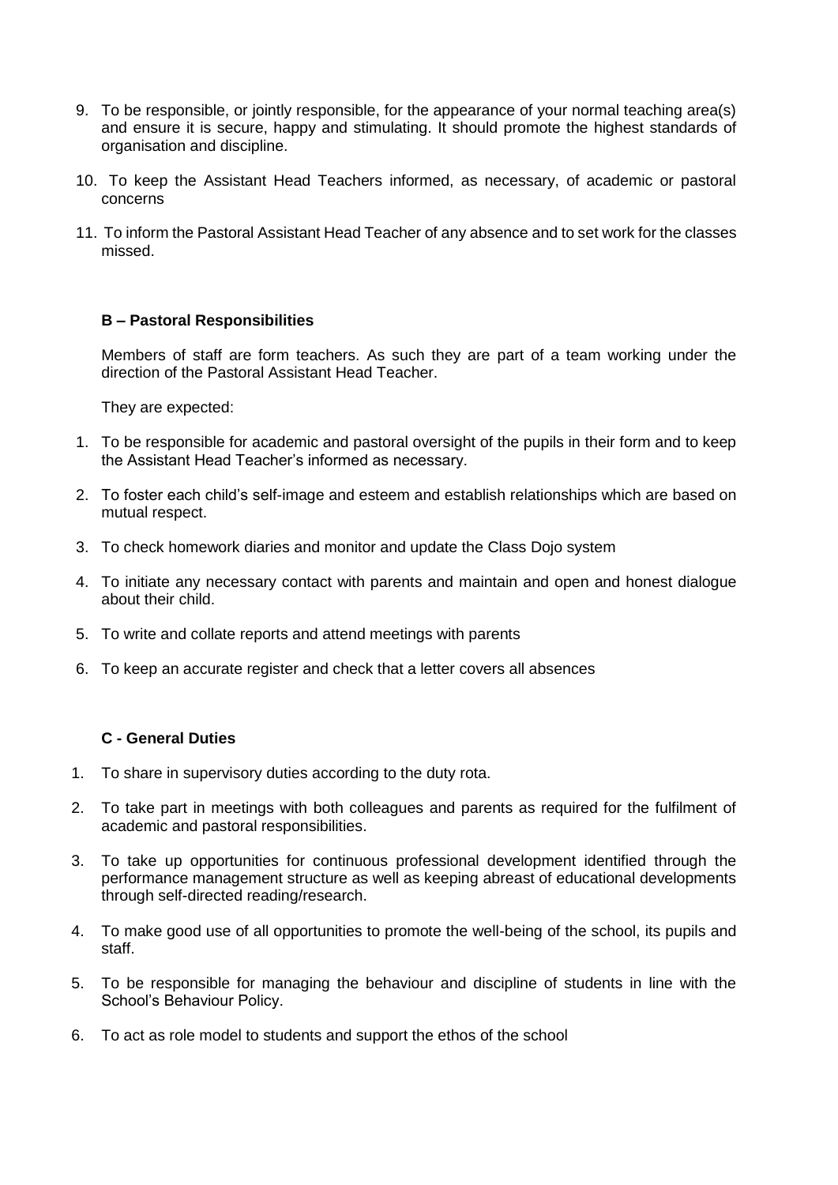9. To be responsible, or jointly responsible, for the appearance of your normal teaching area(s) and ensure it is secure, happy and stimulating. It should promote the highest standards of organisation and discipline.
10. To keep the Assistant Head Teachers informed, as necessary, of academic or pastoral concerns
11. To inform the Pastoral Assistant Head Teacher of any absence and to set work for the classes missed.

**B – Pastoral Responsibilities**

Members of staff are form teachers. As such they are part of a team working under the direction of the Pastoral Assistant Head Teacher.

They are expected:

1. To be responsible for academic and pastoral oversight of the pupils in their form and to keep the Assistant Head Teacher's informed as necessary.
2. To foster each child's self-image and esteem and establish relationships which are based on mutual respect.
3. To check homework diaries and monitor and update the Class Dojo system
4. To initiate any necessary contact with parents and maintain and open and honest dialogue about their child.
5. To write and collate reports and attend meetings with parents
6. To keep an accurate register and check that a letter covers all absences

**C - General Duties**

1. To share in supervisory duties according to the duty rota.
2. To take part in meetings with both colleagues and parents as required for the fulfilment of academic and pastoral responsibilities.
3. To take up opportunities for continuous professional development identified through the performance management structure as well as keeping abreast of educational developments through self-directed reading/research.
4. To make good use of all opportunities to promote the well-being of the school, its pupils and staff.
5. To be responsible for managing the behaviour and discipline of students in line with the School's Behaviour Policy.
6. To act as role model to students and support the ethos of the school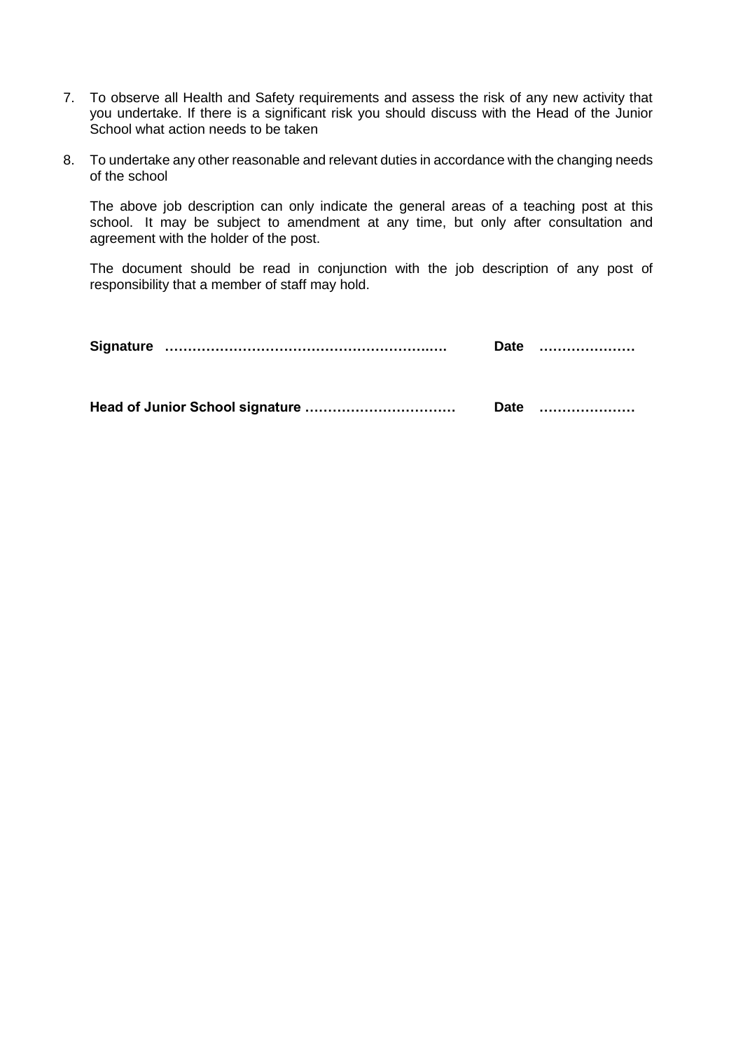7. To observe all Health and Safety requirements and assess the risk of any new activity that you undertake. If there is a significant risk you should discuss with the Head of the Junior School what action needs to be taken

8. To undertake any other reasonable and relevant duties in accordance with the changing needs of the school

   The above job description can only indicate the general areas of a teaching post at this school. It may be subject to amendment at any time, but only after consultation and agreement with the holder of the post.

   The document should be read in conjunction with the job description of any post of responsibility that a member of staff may hold.

**Signature ……………………………………………….…** **Date …………………**

**Head of Junior School signature ……………………………** **Date …………………**